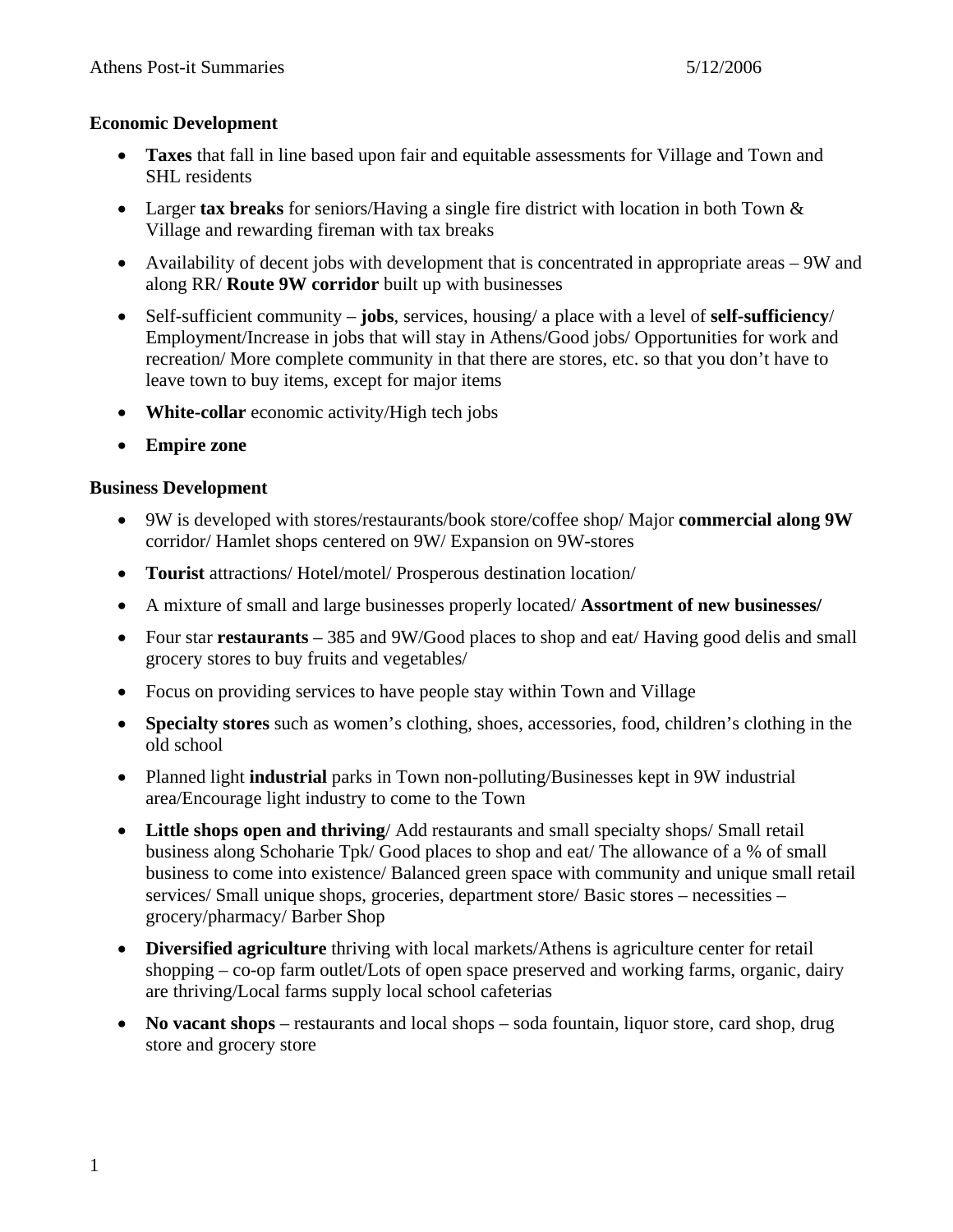Athens Post-it Summaries 5/12/2006

**Economic Development**

- **Taxes** that fall in line based upon fair and equitable assessments for Village and Town and SHL residents
- Larger **tax breaks** for seniors/Having a single fire district with location in both Town & Village and rewarding fireman with tax breaks
- Availability of decent jobs with development that is concentrated in appropriate areas – 9W and along RR/ **Route 9W corridor** built up with businesses
- Self-sufficient community – **jobs**, services, housing/ a place with a level of **self-sufficiency**/ Employment/Increase in jobs that will stay in Athens/Good jobs/ Opportunities for work and recreation/ More complete community in that there are stores, etc. so that you don't have to leave town to buy items, except for major items
- **White-collar** economic activity/High tech jobs
- **Empire zone**

**Business Development**

- 9W is developed with stores/restaurants/book store/coffee shop/ Major **commercial along 9W** corridor/ Hamlet shops centered on 9W/ Expansion on 9W-stores
- **Tourist** attractions/ Hotel/motel/ Prosperous destination location/
- A mixture of small and large businesses properly located/ **Assortment of new businesses/**
- Four star **restaurants** – 385 and 9W/Good places to shop and eat/ Having good delis and small grocery stores to buy fruits and vegetables/
- Focus on providing services to have people stay within Town and Village
- **Specialty stores** such as women's clothing, shoes, accessories, food, children's clothing in the old school
- Planned light **industrial** parks in Town non-polluting/Businesses kept in 9W industrial area/Encourage light industry to come to the Town
- **Little shops open and thriving**/ Add restaurants and small specialty shops/ Small retail business along Schoharie Tpk/ Good places to shop and eat/ The allowance of a % of small business to come into existence/ Balanced green space with community and unique small retail services/ Small unique shops, groceries, department store/ Basic stores – necessities – grocery/pharmacy/ Barber Shop
- **Diversified agriculture** thriving with local markets/Athens is agriculture center for retail shopping – co-op farm outlet/Lots of open space preserved and working farms, organic, dairy are thriving/Local farms supply local school cafeterias
- **No vacant shops** – restaurants and local shops – soda fountain, liquor store, card shop, drug store and grocery store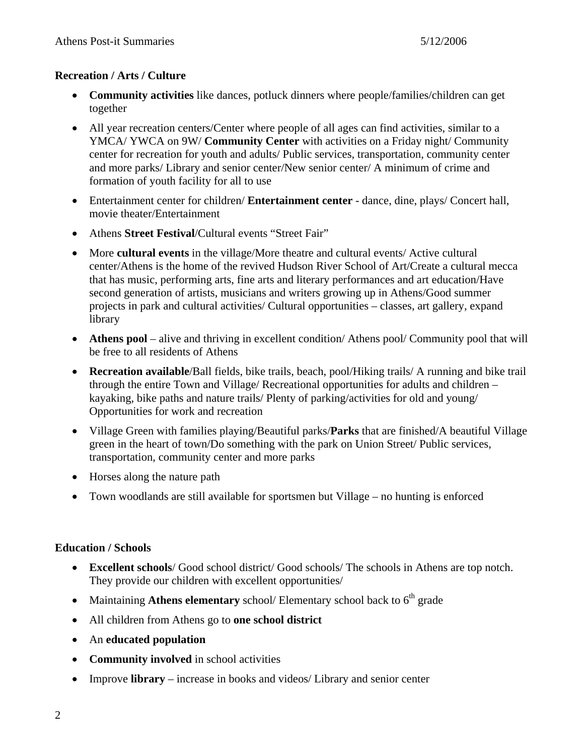**Recreation / Arts / Culture**

- **Community activities** like dances, potluck dinners where people/families/children can get together
- All year recreation centers/Center where people of all ages can find activities, similar to a YMCA/ YWCA on 9W/ **Community Center** with activities on a Friday night/ Community center for recreation for youth and adults/ Public services, transportation, community center and more parks/ Library and senior center/New senior center/ A minimum of crime and formation of youth facility for all to use
- Entertainment center for children/ **Entertainment center** - dance, dine, plays/ Concert hall, movie theater/Entertainment
- Athens **Street Festival**/Cultural events "Street Fair"
- More **cultural events** in the village/More theatre and cultural events/ Active cultural center/Athens is the home of the revived Hudson River School of Art/Create a cultural mecca that has music, performing arts, fine arts and literary performances and art education/Have second generation of artists, musicians and writers growing up in Athens/Good summer projects in park and cultural activities/ Cultural opportunities – classes, art gallery, expand library
- **Athens pool** – alive and thriving in excellent condition/ Athens pool/ Community pool that will be free to all residents of Athens
- **Recreation available**/Ball fields, bike trails, beach, pool/Hiking trails/ A running and bike trail through the entire Town and Village/ Recreational opportunities for adults and children – kayaking, bike paths and nature trails/ Plenty of parking/activities for old and young/ Opportunities for work and recreation
- Village Green with families playing/Beautiful parks/**Parks** that are finished/A beautiful Village green in the heart of town/Do something with the park on Union Street/ Public services, transportation, community center and more parks
- Horses along the nature path
- Town woodlands are still available for sportsmen but Village – no hunting is enforced

**Education / Schools**

- **Excellent schools**/ Good school district/ Good schools/ The schools in Athens are top notch. They provide our children with excellent opportunities/
- Maintaining **Athens elementary** school/ Elementary school back to 6th grade
- All children from Athens go to **one school district**
- An **educated population**
- **Community involved** in school activities
- Improve **library** – increase in books and videos/ Library and senior center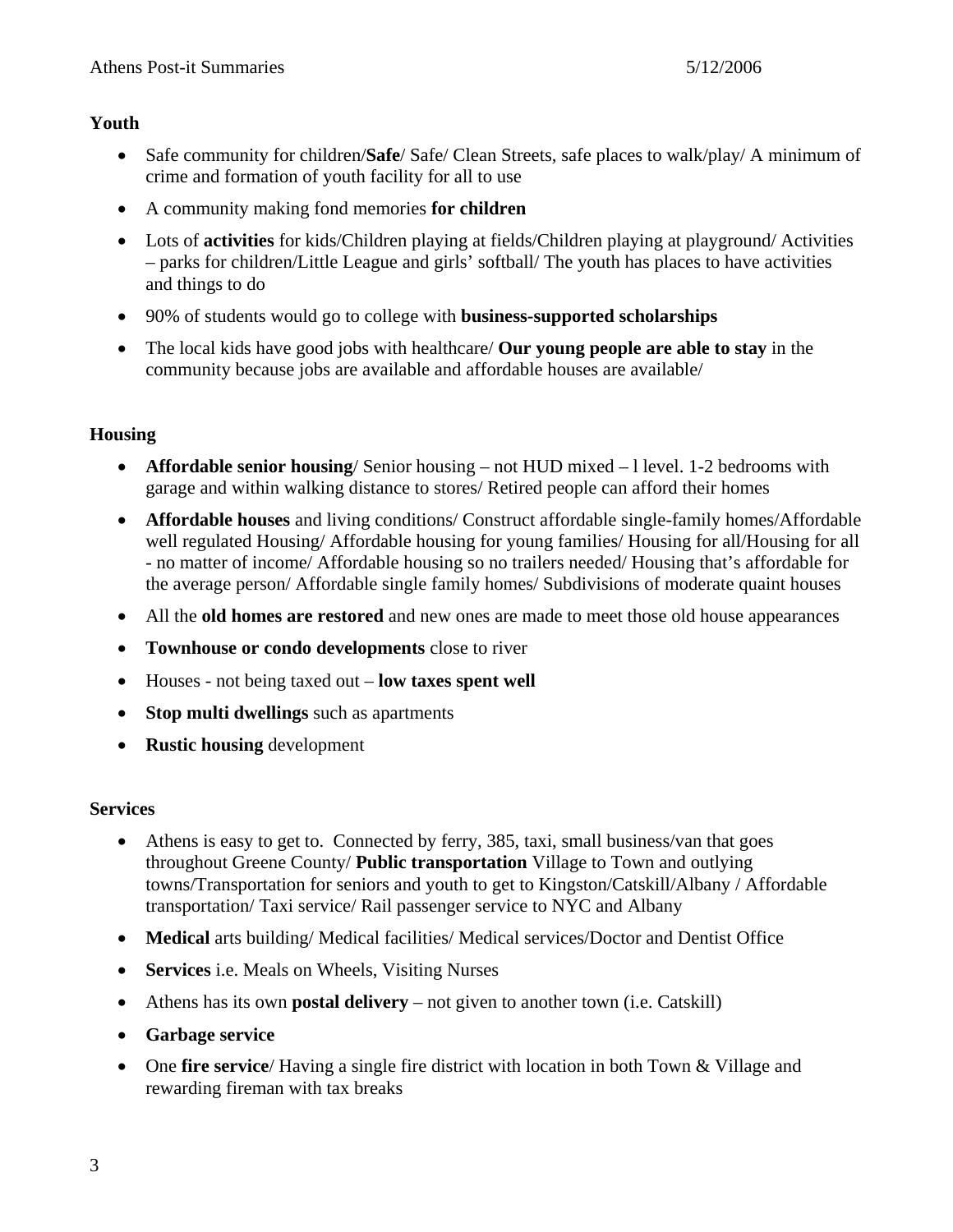**Youth**

- Safe community for children/**Safe**/ Safe/ Clean Streets, safe places to walk/play/ A minimum of crime and formation of youth facility for all to use
- A community making fond memories **for children**
- Lots of **activities** for kids/Children playing at fields/Children playing at playground/ Activities – parks for children/Little League and girls' softball/ The youth has places to have activities and things to do
- 90% of students would go to college with **business-supported scholarships**
- The local kids have good jobs with healthcare/ **Our young people are able to stay** in the community because jobs are available and affordable houses are available/

**Housing**

- **Affordable senior housing**/ Senior housing – not HUD mixed – l level. 1-2 bedrooms with garage and within walking distance to stores/ Retired people can afford their homes
- **Affordable houses** and living conditions/ Construct affordable single-family homes/Affordable well regulated Housing/ Affordable housing for young families/ Housing for all/Housing for all - no matter of income/ Affordable housing so no trailers needed/ Housing that's affordable for the average person/ Affordable single family homes/ Subdivisions of moderate quaint houses
- All the **old homes are restored** and new ones are made to meet those old house appearances
- **Townhouse or condo developments** close to river
- Houses - not being taxed out – **low taxes spent well**
- **Stop multi dwellings** such as apartments
- **Rustic housing** development

**Services**

- Athens is easy to get to. Connected by ferry, 385, taxi, small business/van that goes throughout Greene County/ **Public transportation** Village to Town and outlying towns/Transportation for seniors and youth to get to Kingston/Catskill/Albany / Affordable transportation/ Taxi service/ Rail passenger service to NYC and Albany
- **Medical** arts building/ Medical facilities/ Medical services/Doctor and Dentist Office
- **Services** i.e. Meals on Wheels, Visiting Nurses
- Athens has its own **postal delivery** – not given to another town (i.e. Catskill)
- **Garbage service**
- One **fire service**/ Having a single fire district with location in both Town & Village and rewarding fireman with tax breaks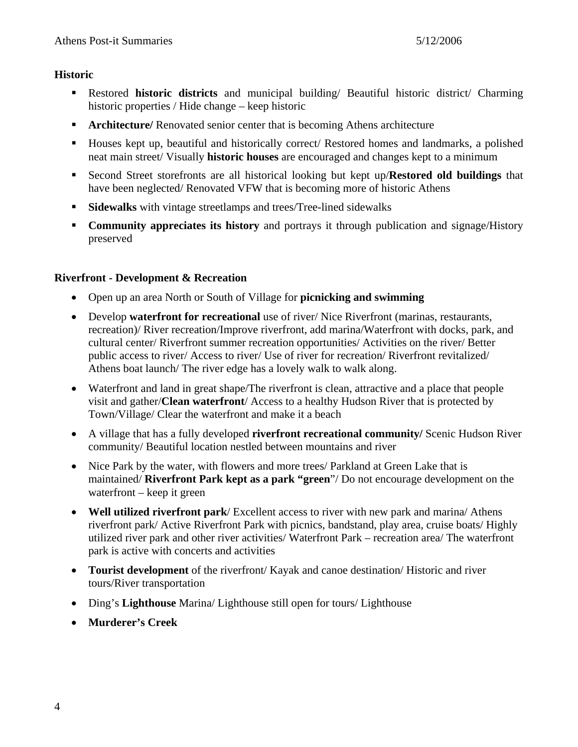### Historic

- Restored **historic districts** and municipal building/ Beautiful historic district/ Charming historic properties / Hide change – keep historic
- **Architecture/** Renovated senior center that is becoming Athens architecture
- Houses kept up, beautiful and historically correct/ Restored homes and landmarks, a polished neat main street/ Visually **historic houses** are encouraged and changes kept to a minimum
- Second Street storefronts are all historical looking but kept up/**Restored old buildings** that have been neglected/ Renovated VFW that is becoming more of historic Athens
- **Sidewalks** with vintage streetlamps and trees/Tree-lined sidewalks
- **Community appreciates its history** and portrays it through publication and signage/History preserved

### Riverfront - Development & Recreation

- Open up an area North or South of Village for **picnicking and swimming**
- Develop **waterfront for recreational** use of river/ Nice Riverfront (marinas, restaurants, recreation)/ River recreation/Improve riverfront, add marina/Waterfront with docks, park, and cultural center/ Riverfront summer recreation opportunities/ Activities on the river/ Better public access to river/ Access to river/ Use of river for recreation/ Riverfront revitalized/ Athens boat launch/ The river edge has a lovely walk to walk along.
- Waterfront and land in great shape/The riverfront is clean, attractive and a place that people visit and gather/**Clean waterfront**/ Access to a healthy Hudson River that is protected by Town/Village/ Clear the waterfront and make it a beach
- A village that has a fully developed **riverfront recreational community/** Scenic Hudson River community/ Beautiful location nestled between mountains and river
- Nice Park by the water, with flowers and more trees/ Parkland at Green Lake that is maintained/ **Riverfront Park kept as a park "green**"/ Do not encourage development on the waterfront – keep it green
- **Well utilized riverfront park**/ Excellent access to river with new park and marina/ Athens riverfront park/ Active Riverfront Park with picnics, bandstand, play area, cruise boats/ Highly utilized river park and other river activities/ Waterfront Park – recreation area/ The waterfront park is active with concerts and activities
- **Tourist development** of the riverfront/ Kayak and canoe destination/ Historic and river tours/River transportation
- Ding's **Lighthouse** Marina/ Lighthouse still open for tours/ Lighthouse
- **Murderer's Creek**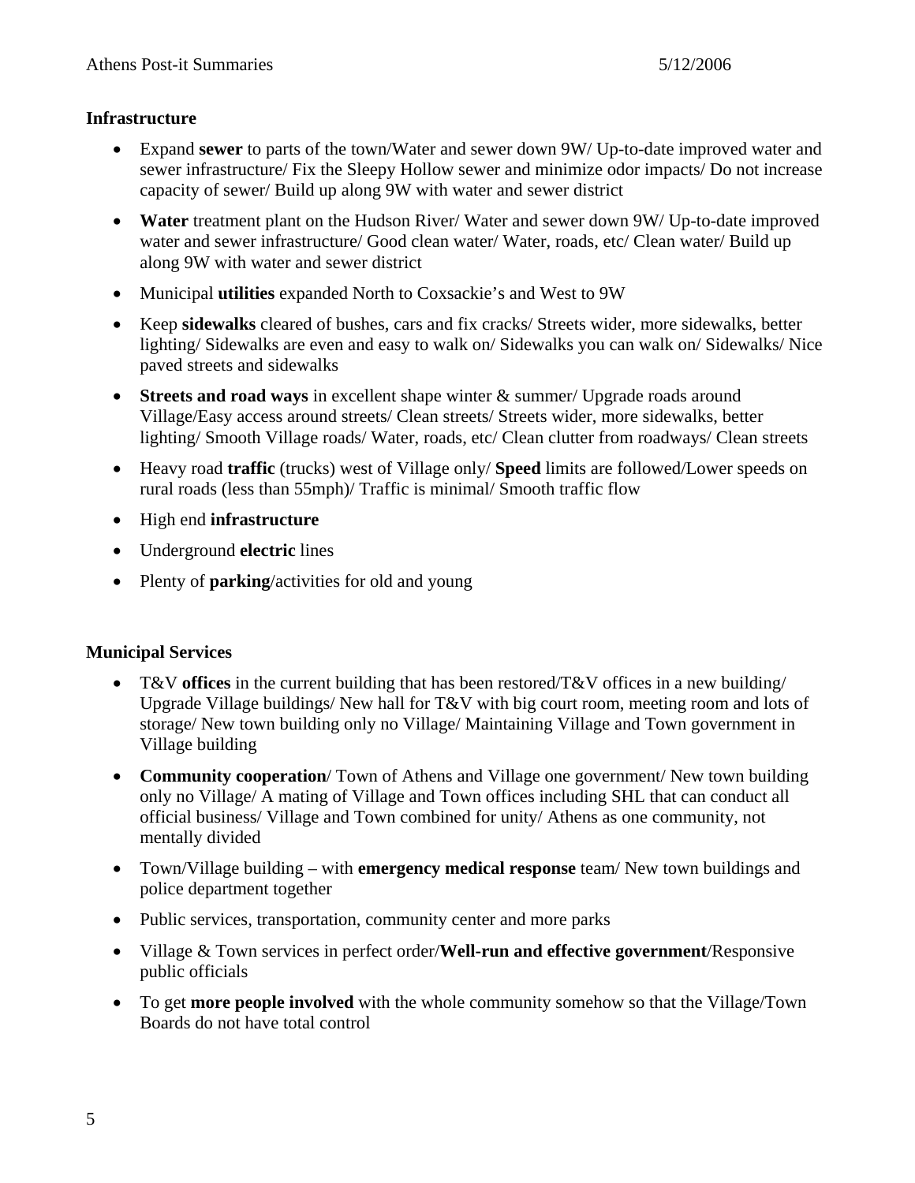**Infrastructure**

- Expand **sewer** to parts of the town/Water and sewer down 9W/ Up-to-date improved water and sewer infrastructure/ Fix the Sleepy Hollow sewer and minimize odor impacts/ Do not increase capacity of sewer/ Build up along 9W with water and sewer district
- **Water** treatment plant on the Hudson River/ Water and sewer down 9W/ Up-to-date improved water and sewer infrastructure/ Good clean water/ Water, roads, etc/ Clean water/ Build up along 9W with water and sewer district
- Municipal **utilities** expanded North to Coxsackie's and West to 9W
- Keep **sidewalks** cleared of bushes, cars and fix cracks/ Streets wider, more sidewalks, better lighting/ Sidewalks are even and easy to walk on/ Sidewalks you can walk on/ Sidewalks/ Nice paved streets and sidewalks
- **Streets and road ways** in excellent shape winter & summer/ Upgrade roads around Village/Easy access around streets/ Clean streets/ Streets wider, more sidewalks, better lighting/ Smooth Village roads/ Water, roads, etc/ Clean clutter from roadways/ Clean streets
- Heavy road **traffic** (trucks) west of Village only/ **Speed** limits are followed/Lower speeds on rural roads (less than 55mph)/ Traffic is minimal/ Smooth traffic flow
- High end **infrastructure**
- Underground **electric** lines
- Plenty of **parking**/activities for old and young

**Municipal Services**

- T&V **offices** in the current building that has been restored/T&V offices in a new building/ Upgrade Village buildings/ New hall for T&V with big court room, meeting room and lots of storage/ New town building only no Village/ Maintaining Village and Town government in Village building
- **Community cooperation**/ Town of Athens and Village one government/ New town building only no Village/ A mating of Village and Town offices including SHL that can conduct all official business/ Village and Town combined for unity/ Athens as one community, not mentally divided
- Town/Village building – with **emergency medical response** team/ New town buildings and police department together
- Public services, transportation, community center and more parks
- Village & Town services in perfect order/**Well-run and effective government**/Responsive public officials
- To get **more people involved** with the whole community somehow so that the Village/Town Boards do not have total control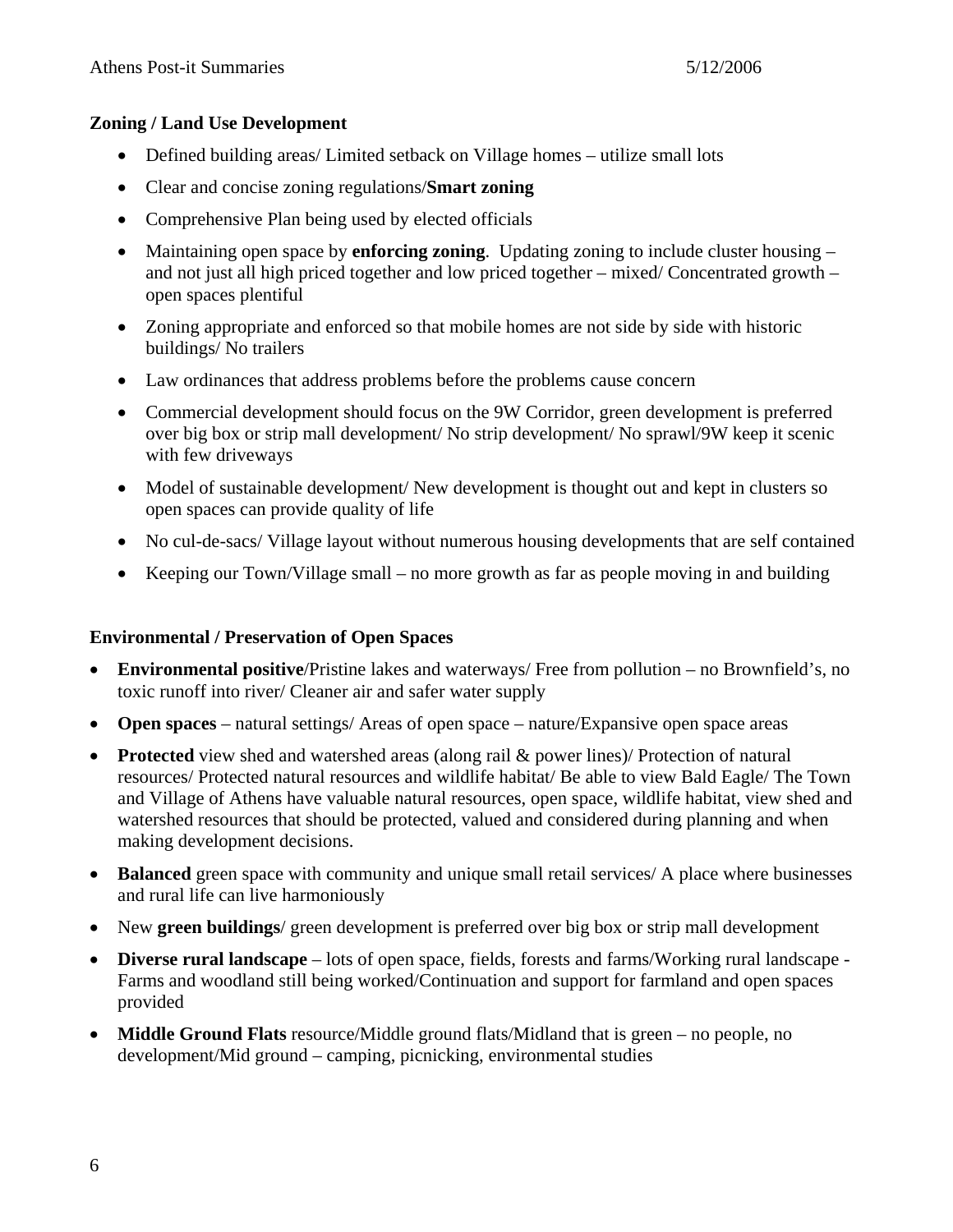**Zoning / Land Use Development**

- Defined building areas/ Limited setback on Village homes – utilize small lots
- Clear and concise zoning regulations/**Smart zoning**
- Comprehensive Plan being used by elected officials
- Maintaining open space by **enforcing zoning**. Updating zoning to include cluster housing – and not just all high priced together and low priced together – mixed/ Concentrated growth – open spaces plentiful
- Zoning appropriate and enforced so that mobile homes are not side by side with historic buildings/ No trailers
- Law ordinances that address problems before the problems cause concern
- Commercial development should focus on the 9W Corridor, green development is preferred over big box or strip mall development/ No strip development/ No sprawl/9W keep it scenic with few driveways
- Model of sustainable development/ New development is thought out and kept in clusters so open spaces can provide quality of life
- No cul-de-sacs/ Village layout without numerous housing developments that are self contained
- Keeping our Town/Village small – no more growth as far as people moving in and building

**Environmental / Preservation of Open Spaces**

- **Environmental positive**/Pristine lakes and waterways/ Free from pollution – no Brownfield's, no toxic runoff into river/ Cleaner air and safer water supply
- **Open spaces** – natural settings/ Areas of open space – nature/Expansive open space areas
- **Protected** view shed and watershed areas (along rail & power lines)/ Protection of natural resources/ Protected natural resources and wildlife habitat/ Be able to view Bald Eagle/ The Town and Village of Athens have valuable natural resources, open space, wildlife habitat, view shed and watershed resources that should be protected, valued and considered during planning and when making development decisions.
- **Balanced** green space with community and unique small retail services/ A place where businesses and rural life can live harmoniously
- New **green buildings**/ green development is preferred over big box or strip mall development
- **Diverse rural landscape** – lots of open space, fields, forests and farms/Working rural landscape - Farms and woodland still being worked/Continuation and support for farmland and open spaces provided
- **Middle Ground Flats** resource/Middle ground flats/Midland that is green – no people, no development/Mid ground – camping, picnicking, environmental studies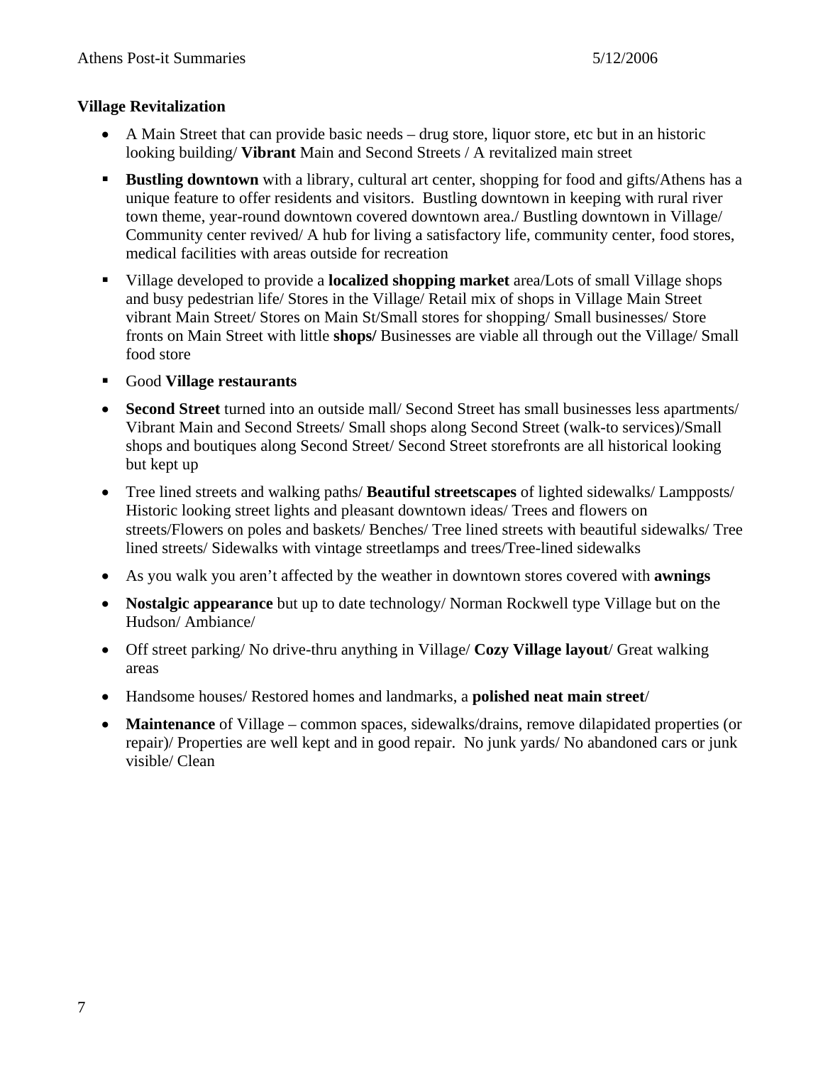**Village Revitalization**

- A Main Street that can provide basic needs – drug store, liquor store, etc but in an historic looking building/ **Vibrant** Main and Second Streets / A revitalized main street
- **Bustling downtown** with a library, cultural art center, shopping for food and gifts/Athens has a unique feature to offer residents and visitors. Bustling downtown in keeping with rural river town theme, year-round downtown covered downtown area./ Bustling downtown in Village/ Community center revived/ A hub for living a satisfactory life, community center, food stores, medical facilities with areas outside for recreation
- Village developed to provide a **localized shopping market** area/Lots of small Village shops and busy pedestrian life/ Stores in the Village/ Retail mix of shops in Village Main Street vibrant Main Street/ Stores on Main St/Small stores for shopping/ Small businesses/ Store fronts on Main Street with little **shops/** Businesses are viable all through out the Village/ Small food store
- Good **Village restaurants**
- **Second Street** turned into an outside mall/ Second Street has small businesses less apartments/ Vibrant Main and Second Streets/ Small shops along Second Street (walk-to services)/Small shops and boutiques along Second Street/ Second Street storefronts are all historical looking but kept up
- Tree lined streets and walking paths/ **Beautiful streetscapes** of lighted sidewalks/ Lampposts/ Historic looking street lights and pleasant downtown ideas/ Trees and flowers on streets/Flowers on poles and baskets/ Benches/ Tree lined streets with beautiful sidewalks/ Tree lined streets/ Sidewalks with vintage streetlamps and trees/Tree-lined sidewalks
- As you walk you aren't affected by the weather in downtown stores covered with **awnings**
- **Nostalgic appearance** but up to date technology/ Norman Rockwell type Village but on the Hudson/ Ambiance/
- Off street parking/ No drive-thru anything in Village/ **Cozy Village layout**/ Great walking areas
- Handsome houses/ Restored homes and landmarks, a **polished neat main street**/
- **Maintenance** of Village – common spaces, sidewalks/drains, remove dilapidated properties (or repair)/ Properties are well kept and in good repair. No junk yards/ No abandoned cars or junk visible/ Clean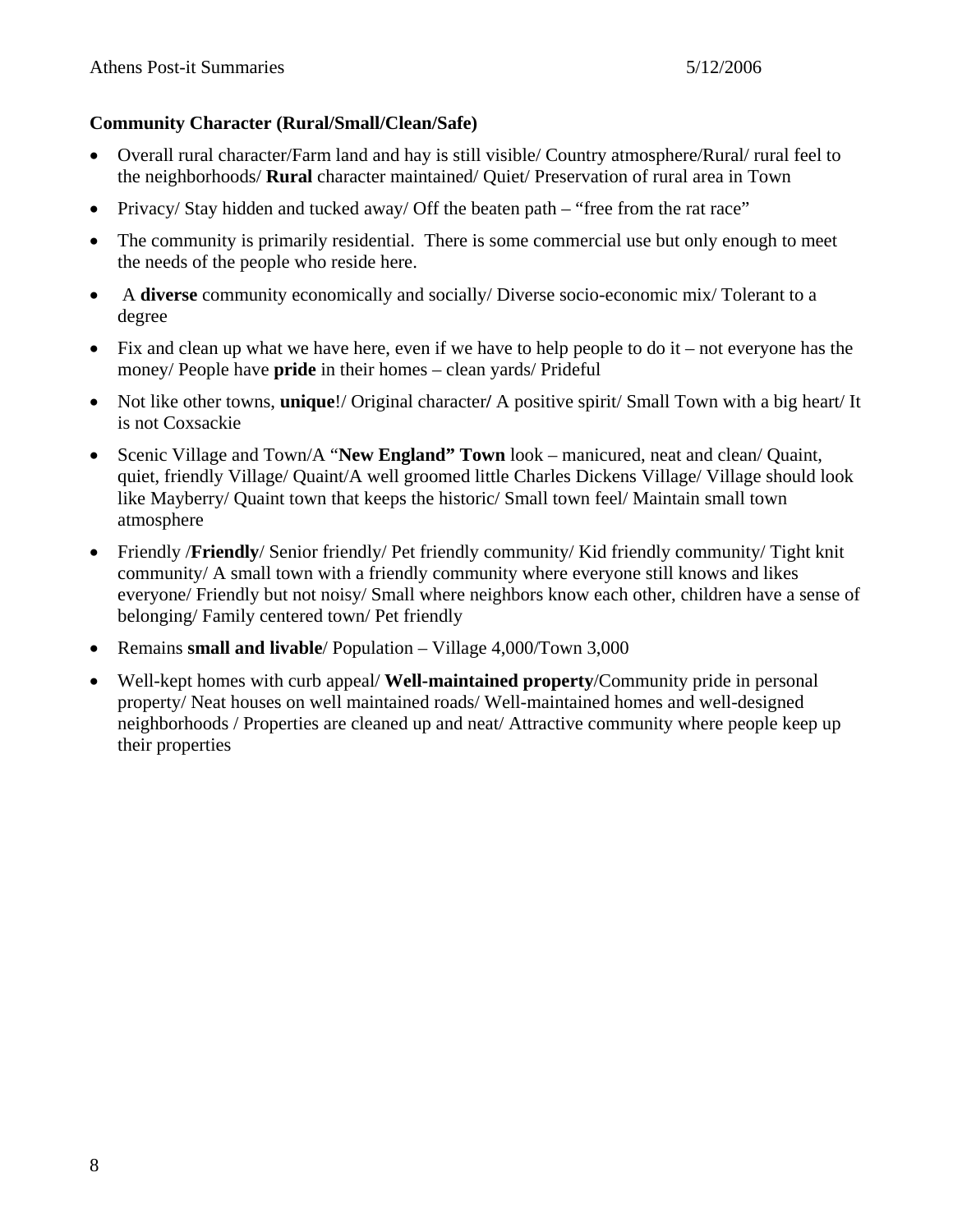**Community Character (Rural/Small/Clean/Safe)**

- Overall rural character/Farm land and hay is still visible/ Country atmosphere/Rural/ rural feel to the neighborhoods/ **Rural** character maintained/ Quiet/ Preservation of rural area in Town
- Privacy/ Stay hidden and tucked away/ Off the beaten path – "free from the rat race"
- The community is primarily residential. There is some commercial use but only enough to meet the needs of the people who reside here.
- A **diverse** community economically and socially/ Diverse socio-economic mix/ Tolerant to a degree
- Fix and clean up what we have here, even if we have to help people to do it – not everyone has the money/ People have **pride** in their homes – clean yards/ Prideful
- Not like other towns, **unique**!/ Original character**/** A positive spirit/ Small Town with a big heart/ It is not Coxsackie
- Scenic Village and Town/A "**New England" Town** look – manicured, neat and clean/ Quaint, quiet, friendly Village/ Quaint/A well groomed little Charles Dickens Village/ Village should look like Mayberry/ Quaint town that keeps the historic/ Small town feel/ Maintain small town atmosphere
- Friendly /**Friendly**/ Senior friendly/ Pet friendly community/ Kid friendly community/ Tight knit community/ A small town with a friendly community where everyone still knows and likes everyone/ Friendly but not noisy/ Small where neighbors know each other, children have a sense of belonging/ Family centered town/ Pet friendly
- Remains **small and livable**/ Population – Village 4,000/Town 3,000
- Well-kept homes with curb appeal/ **Well-maintained property**/Community pride in personal property/ Neat houses on well maintained roads/ Well-maintained homes and well-designed neighborhoods / Properties are cleaned up and neat/ Attractive community where people keep up their properties